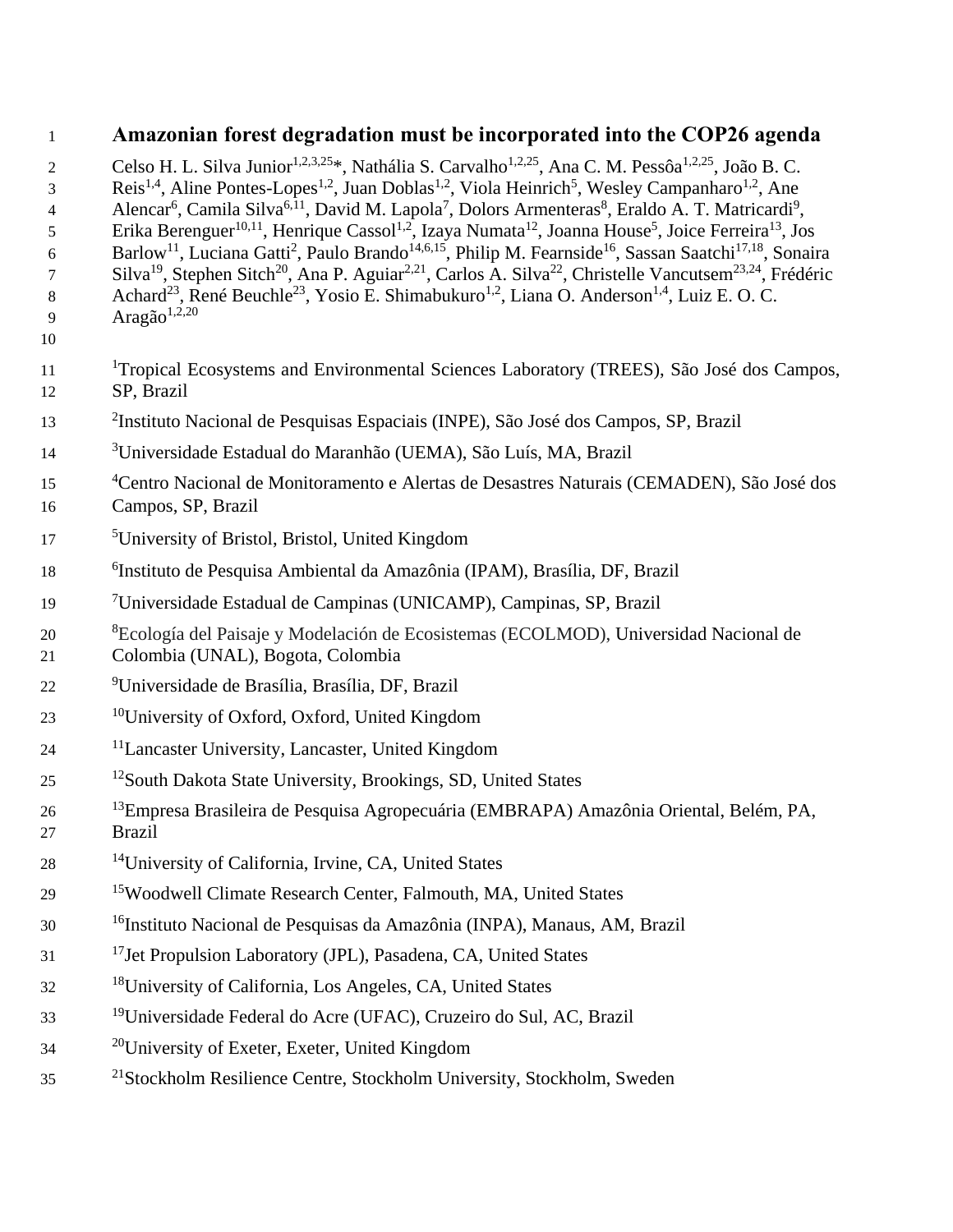# Amazonian forest degradation must be incorporated into the COP26 agenda

Celso H. L. Silva Junior[1,2,3,25]*, Nathália S. Carvalho[1,2,25], Ana C. M. Pessôa[1,2,25], João B. C. Reis[1,4], Aline Pontes-Lopes[1,2], Juan Doblas[1,2], Viola Heinrich[5], Wesley Campanharo[1,2], Ane Alencar[6], Camila Silva[6,11], David M. Lapola[7], Dolors Armenteras[8], Eraldo A. T. Matricardi[9], Erika Berenguer[10,11], Henrique Cassol[1,2], Izaya Numata[12], Joanna House[5], Joice Ferreira[13], Jos Barlow[11], Luciana Gatti[2], Paulo Brando[14,6,15], Philip M. Fearnside[16], Sassan Saatchi[17,18], Sonaira Silva[19], Stephen Sitch[20], Ana P. Aguiar[2,21], Carlos A. Silva[22], Christelle Vancutsem[23,24], Frédéric Achard[23], René Beuchle[23], Yosio E. Shimabukuro[1,2], Liana O. Anderson[1,4], Luiz E. O. C. Aragão[1,2,20]

[1]Tropical Ecosystems and Environmental Sciences Laboratory (TREES), São José dos Campos, SP, Brazil

[2]Instituto Nacional de Pesquisas Espaciais (INPE), São José dos Campos, SP, Brazil

[3]Universidade Estadual do Maranhão (UEMA), São Luís, MA, Brazil

[4]Centro Nacional de Monitoramento e Alertas de Desastres Naturais (CEMADEN), São José dos Campos, SP, Brazil

[5]University of Bristol, Bristol, United Kingdom

[6]Instituto de Pesquisa Ambiental da Amazônia (IPAM), Brasília, DF, Brazil

[7]Universidade Estadual de Campinas (UNICAMP), Campinas, SP, Brazil

[8]Ecología del Paisaje y Modelación de Ecosistemas (ECOLMOD), Universidad Nacional de Colombia (UNAL), Bogota, Colombia

[9]Universidade de Brasília, Brasília, DF, Brazil

[10]University of Oxford, Oxford, United Kingdom

[11]Lancaster University, Lancaster, United Kingdom

[12]South Dakota State University, Brookings, SD, United States

[13]Empresa Brasileira de Pesquisa Agropecuária (EMBRAPA) Amazônia Oriental, Belém, PA, Brazil

[14]University of California, Irvine, CA, United States

[15]Woodwell Climate Research Center, Falmouth, MA, United States

[16]Instituto Nacional de Pesquisas da Amazônia (INPA), Manaus, AM, Brazil

[17]Jet Propulsion Laboratory (JPL), Pasadena, CA, United States

[18]University of California, Los Angeles, CA, United States

[19]Universidade Federal do Acre (UFAC), Cruzeiro do Sul, AC, Brazil

[20]University of Exeter, Exeter, United Kingdom

[21]Stockholm Resilience Centre, Stockholm University, Stockholm, Sweden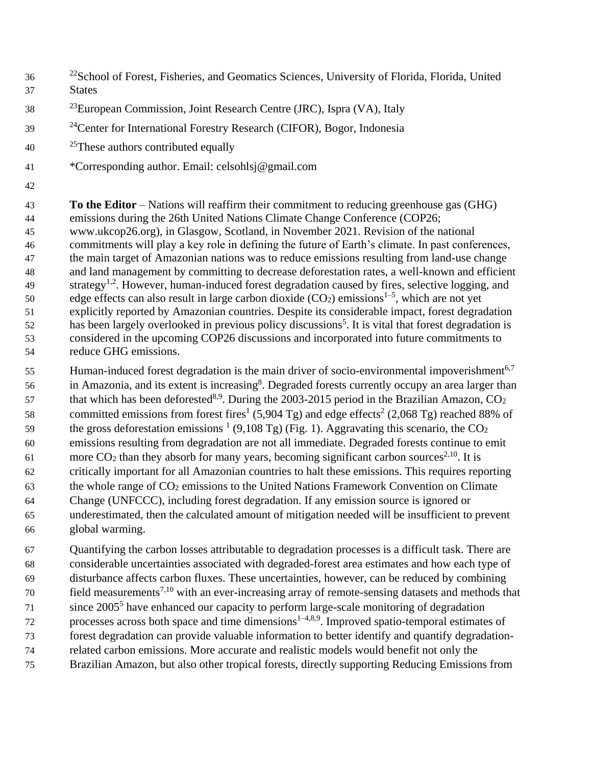[22]School of Forest, Fisheries, and Geomatics Sciences, University of Florida, Florida, United States

[23]European Commission, Joint Research Centre (JRC), Ispra (VA), Italy

[24]Center for International Forestry Research (CIFOR), Bogor, Indonesia

[25]These authors contributed equally

*Corresponding author. Email: celsohlsj@gmail.com

**To the Editor** – Nations will reaffirm their commitment to reducing greenhouse gas (GHG) emissions during the 26th United Nations Climate Change Conference (COP26; www.ukcop26.org), in Glasgow, Scotland, in November 2021. Revision of the national commitments will play a key role in defining the future of Earth's climate. In past conferences, the main target of Amazonian nations was to reduce emissions resulting from land-use change and land management by committing to decrease deforestation rates, a well-known and efficient strategy[1,2]. However, human-induced forest degradation caused by fires, selective logging, and edge effects can also result in large carbon dioxide ($CO_2$) emissions[1–5], which are not yet explicitly reported by Amazonian countries. Despite its considerable impact, forest degradation has been largely overlooked in previous policy discussions[5]. It is vital that forest degradation is considered in the upcoming COP26 discussions and incorporated into future commitments to reduce GHG emissions.

Human-induced forest degradation is the main driver of socio-environmental impoverishment[6,7] in Amazonia, and its extent is increasing[8]. Degraded forests currently occupy an area larger than that which has been deforested[8,9]. During the 2003-2015 period in the Brazilian Amazon, $CO_2$ committed emissions from forest fires[1] (5,904 Tg) and edge effects[2] (2,068 Tg) reached 88% of the gross deforestation emissions [1] (9,108 Tg) (Fig. 1). Aggravating this scenario, the $CO_2$ emissions resulting from degradation are not all immediate. Degraded forests continue to emit more $CO_2$ than they absorb for many years, becoming significant carbon sources[2,10]. It is critically important for all Amazonian countries to halt these emissions. This requires reporting the whole range of $CO_2$ emissions to the United Nations Framework Convention on Climate Change (UNFCCC), including forest degradation. If any emission source is ignored or underestimated, then the calculated amount of mitigation needed will be insufficient to prevent global warming.

Quantifying the carbon losses attributable to degradation processes is a difficult task. There are considerable uncertainties associated with degraded-forest area estimates and how each type of disturbance affects carbon fluxes. These uncertainties, however, can be reduced by combining field measurements[7,10] with an ever-increasing array of remote-sensing datasets and methods that since 2005[5] have enhanced our capacity to perform large-scale monitoring of degradation processes across both space and time dimensions[1–4,8,9]. Improved spatio-temporal estimates of forest degradation can provide valuable information to better identify and quantify degradation-related carbon emissions. More accurate and realistic models would benefit not only the Brazilian Amazon, but also other tropical forests, directly supporting Reducing Emissions from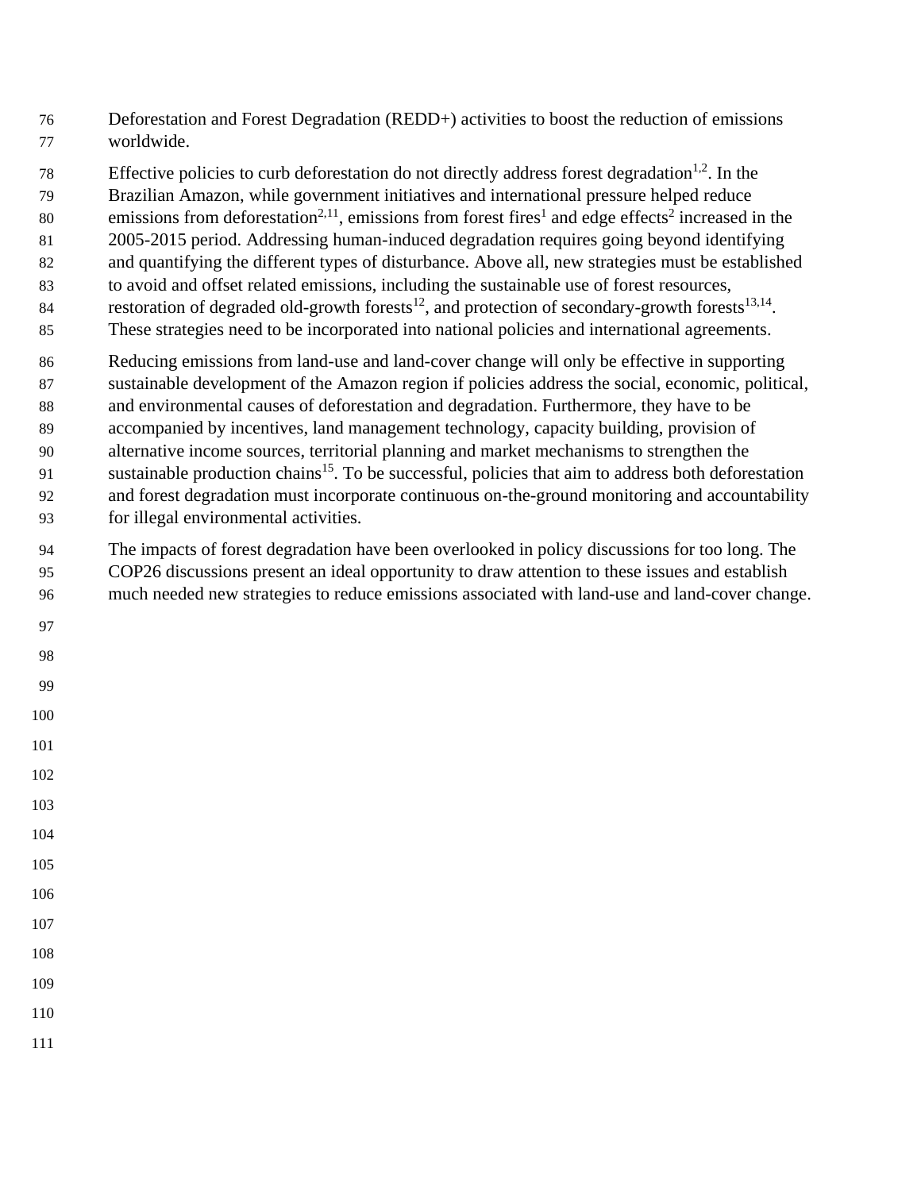Deforestation and Forest Degradation (REDD+) activities to boost the reduction of emissions worldwide.

Effective policies to curb deforestation do not directly address forest degradation[1,2]. In the Brazilian Amazon, while government initiatives and international pressure helped reduce emissions from deforestation[2,11], emissions from forest fires[1] and edge effects[2] increased in the 2005-2015 period. Addressing human-induced degradation requires going beyond identifying and quantifying the different types of disturbance. Above all, new strategies must be established to avoid and offset related emissions, including the sustainable use of forest resources, restoration of degraded old-growth forests[12], and protection of secondary-growth forests[13,14]. These strategies need to be incorporated into national policies and international agreements.

Reducing emissions from land-use and land-cover change will only be effective in supporting sustainable development of the Amazon region if policies address the social, economic, political, and environmental causes of deforestation and degradation. Furthermore, they have to be accompanied by incentives, land management technology, capacity building, provision of alternative income sources, territorial planning and market mechanisms to strengthen the sustainable production chains[15]. To be successful, policies that aim to address both deforestation and forest degradation must incorporate continuous on-the-ground monitoring and accountability for illegal environmental activities.

The impacts of forest degradation have been overlooked in policy discussions for too long. The COP26 discussions present an ideal opportunity to draw attention to these issues and establish much needed new strategies to reduce emissions associated with land-use and land-cover change.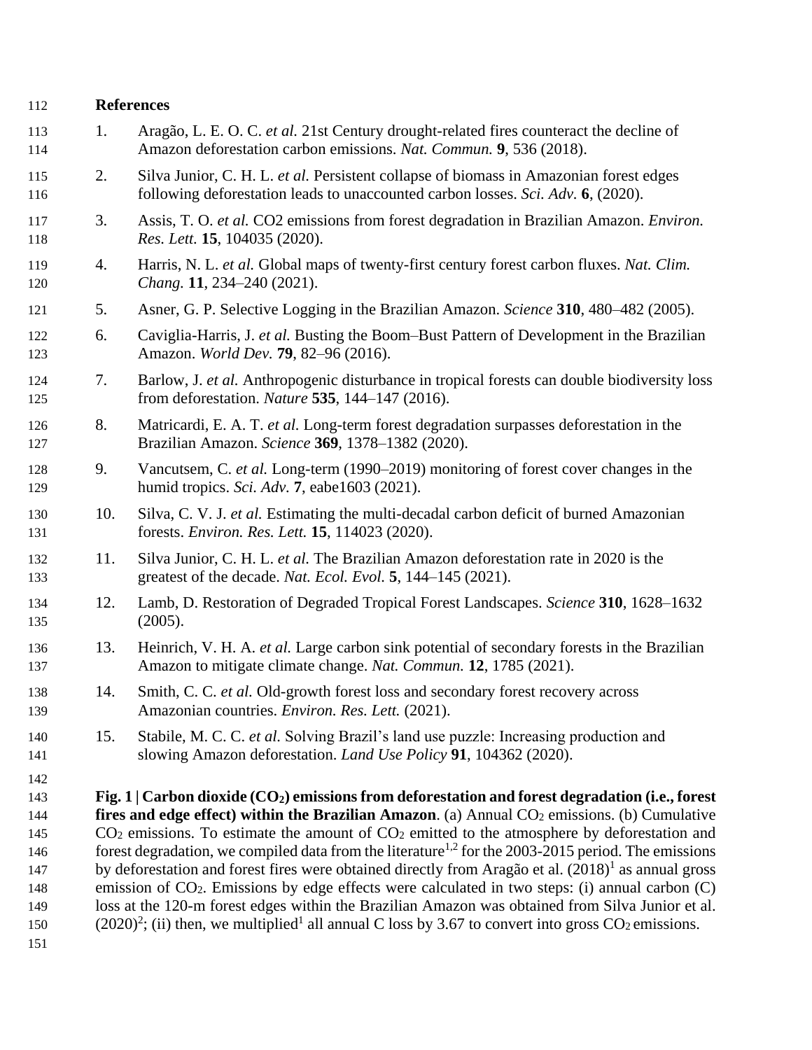## References

1. Aragão, L. E. O. C. *et al.* 21st Century drought-related fires counteract the decline of Amazon deforestation carbon emissions. *Nat. Commun.* **9**, 536 (2018).
2. Silva Junior, C. H. L. *et al.* Persistent collapse of biomass in Amazonian forest edges following deforestation leads to unaccounted carbon losses. *Sci. Adv.* **6**, (2020).
3. Assis, T. O. *et al.* CO2 emissions from forest degradation in Brazilian Amazon. *Environ. Res. Lett.* **15**, 104035 (2020).
4. Harris, N. L. *et al.* Global maps of twenty-first century forest carbon fluxes. *Nat. Clim. Chang.* **11**, 234–240 (2021).
5. Asner, G. P. Selective Logging in the Brazilian Amazon. *Science* **310**, 480–482 (2005).
6. Caviglia-Harris, J. *et al.* Busting the Boom–Bust Pattern of Development in the Brazilian Amazon. *World Dev.* **79**, 82–96 (2016).
7. Barlow, J. *et al.* Anthropogenic disturbance in tropical forests can double biodiversity loss from deforestation. *Nature* **535**, 144–147 (2016).
8. Matricardi, E. A. T. *et al.* Long-term forest degradation surpasses deforestation in the Brazilian Amazon. *Science* **369**, 1378–1382 (2020).
9. Vancutsem, C. *et al.* Long-term (1990–2019) monitoring of forest cover changes in the humid tropics. *Sci. Adv.* **7**, eabe1603 (2021).
10. Silva, C. V. J. *et al.* Estimating the multi-decadal carbon deficit of burned Amazonian forests. *Environ. Res. Lett.* **15**, 114023 (2020).
11. Silva Junior, C. H. L. *et al.* The Brazilian Amazon deforestation rate in 2020 is the greatest of the decade. *Nat. Ecol. Evol.* **5**, 144–145 (2021).
12. Lamb, D. Restoration of Degraded Tropical Forest Landscapes. *Science* **310**, 1628–1632 (2005).
13. Heinrich, V. H. A. *et al.* Large carbon sink potential of secondary forests in the Brazilian Amazon to mitigate climate change. *Nat. Commun.* **12**, 1785 (2021).
14. Smith, C. C. *et al.* Old-growth forest loss and secondary forest recovery across Amazonian countries. *Environ. Res. Lett.* (2021).
15. Stabile, M. C. C. *et al.* Solving Brazil's land use puzzle: Increasing production and slowing Amazon deforestation. *Land Use Policy* **91**, 104362 (2020).

**Fig. 1 | Carbon dioxide ($CO_2$) emissions from deforestation and forest degradation (i.e., forest fires and edge effect) within the Brazilian Amazon**. (a) Annual $CO_2$ emissions. (b) Cumulative $CO_2$ emissions. To estimate the amount of $CO_2$ emitted to the atmosphere by deforestation and forest degradation, we compiled data from the literature[1,2] for the 2003-2015 period. The emissions by deforestation and forest fires were obtained directly from Aragão et al. (2018)[1] as annual gross emission of $CO_2$. Emissions by edge effects were calculated in two steps: (i) annual carbon (C) loss at the 120-m forest edges within the Brazilian Amazon was obtained from Silva Junior et al. (2020)[2]; (ii) then, we multiplied[1] all annual C loss by 3.67 to convert into gross $CO_2$ emissions.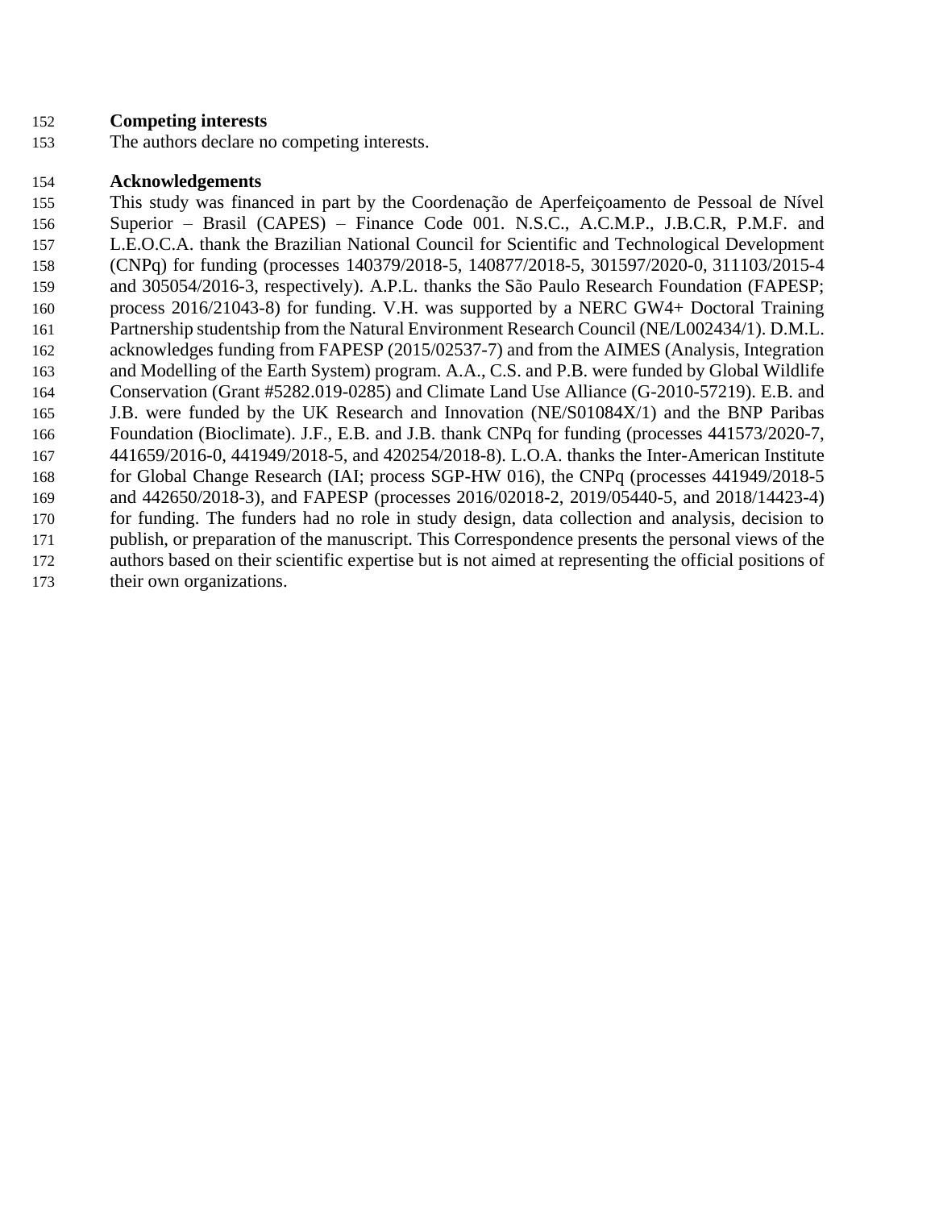## Competing interests

The authors declare no competing interests.

## Acknowledgements

This study was financed in part by the Coordenação de Aperfeiçoamento de Pessoal de Nível Superior – Brasil (CAPES) – Finance Code 001. N.S.C., A.C.M.P., J.B.C.R, P.M.F. and L.E.O.C.A. thank the Brazilian National Council for Scientific and Technological Development (CNPq) for funding (processes 140379/2018-5, 140877/2018-5, 301597/2020-0, 311103/2015-4 and 305054/2016-3, respectively). A.P.L. thanks the São Paulo Research Foundation (FAPESP; process 2016/21043-8) for funding. V.H. was supported by a NERC GW4+ Doctoral Training Partnership studentship from the Natural Environment Research Council (NE/L002434/1). D.M.L. acknowledges funding from FAPESP (2015/02537-7) and from the AIMES (Analysis, Integration and Modelling of the Earth System) program. A.A., C.S. and P.B. were funded by Global Wildlife Conservation (Grant #5282.019-0285) and Climate Land Use Alliance (G-2010-57219). E.B. and J.B. were funded by the UK Research and Innovation (NE/S01084X/1) and the BNP Paribas Foundation (Bioclimate). J.F., E.B. and J.B. thank CNPq for funding (processes 441573/2020-7, 441659/2016-0, 441949/2018-5, and 420254/2018-8). L.O.A. thanks the Inter-American Institute for Global Change Research (IAI; process SGP-HW 016), the CNPq (processes 441949/2018-5 and 442650/2018-3), and FAPESP (processes 2016/02018-2, 2019/05440-5, and 2018/14423-4) for funding. The funders had no role in study design, data collection and analysis, decision to publish, or preparation of the manuscript. This Correspondence presents the personal views of the authors based on their scientific expertise but is not aimed at representing the official positions of their own organizations.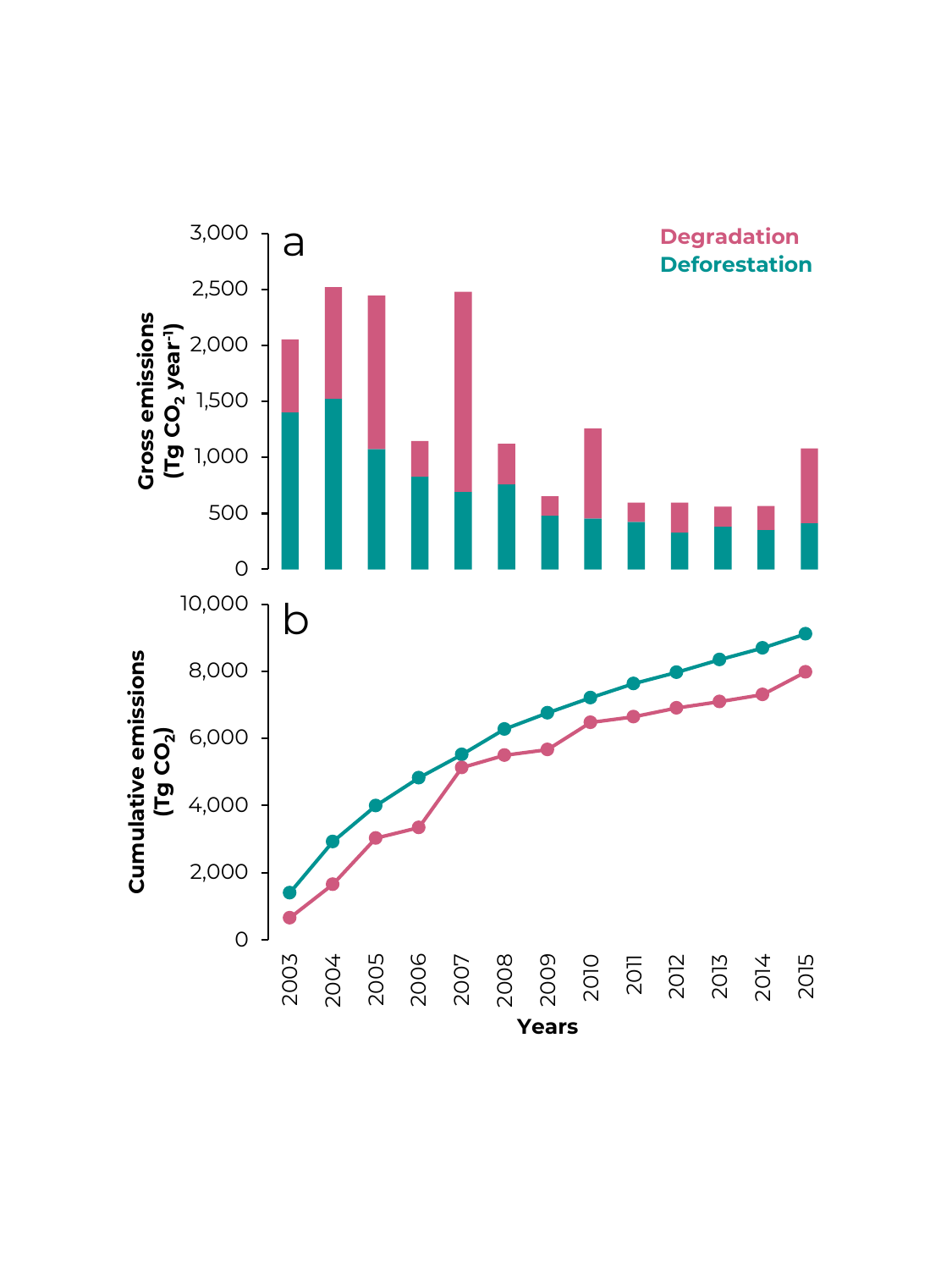a

Degradation
Deforestation

Gross emissions ($Tg\ CO_2\ year^{-1}$)

3,000
2,500
2,000
1,500
1,000
500
0

b

Cumulative emissions ($Tg\ CO_2$)

10,000
8,000
6,000
4,000
2,000
0

2003
2004
2005
2006
2007
2008
2009
2010
2011
2012
2013
2014
2015

Years